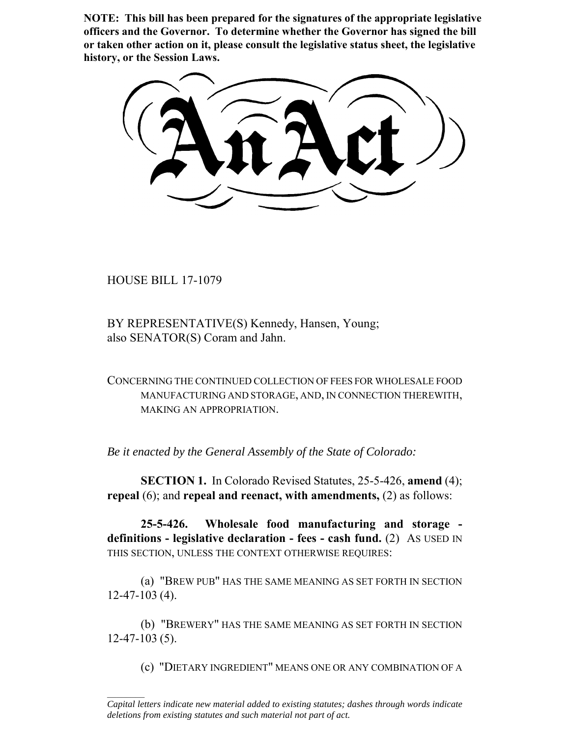**NOTE: This bill has been prepared for the signatures of the appropriate legislative officers and the Governor. To determine whether the Governor has signed the bill or taken other action on it, please consult the legislative status sheet, the legislative history, or the Session Laws.**

# An Act

HOUSE BILL 17-1079

BY REPRESENTATIVE(S) Kennedy, Hansen, Young;
also SENATOR(S) Coram and Jahn.

CONCERNING THE CONTINUED COLLECTION OF FEES FOR WHOLESALE FOOD MANUFACTURING AND STORAGE, AND, IN CONNECTION THEREWITH, MAKING AN APPROPRIATION.

*Be it enacted by the General Assembly of the State of Colorado:*

**SECTION 1.** In Colorado Revised Statutes, 25-5-426, **amend** (4); **repeal** (6); and **repeal and reenact, with amendments,** (2) as follows:

**25-5-426. Wholesale food manufacturing and storage - definitions - legislative declaration - fees - cash fund.** (2) AS USED IN THIS SECTION, UNLESS THE CONTEXT OTHERWISE REQUIRES:

(a) "BREW PUB" HAS THE SAME MEANING AS SET FORTH IN SECTION 12-47-103 (4).

(b) "BREWERY" HAS THE SAME MEANING AS SET FORTH IN SECTION 12-47-103 (5).

(c) "DIETARY INGREDIENT" MEANS ONE OR ANY COMBINATION OF A

*Capital letters indicate new material added to existing statutes; dashes through words indicate deletions from existing statutes and such material not part of act.*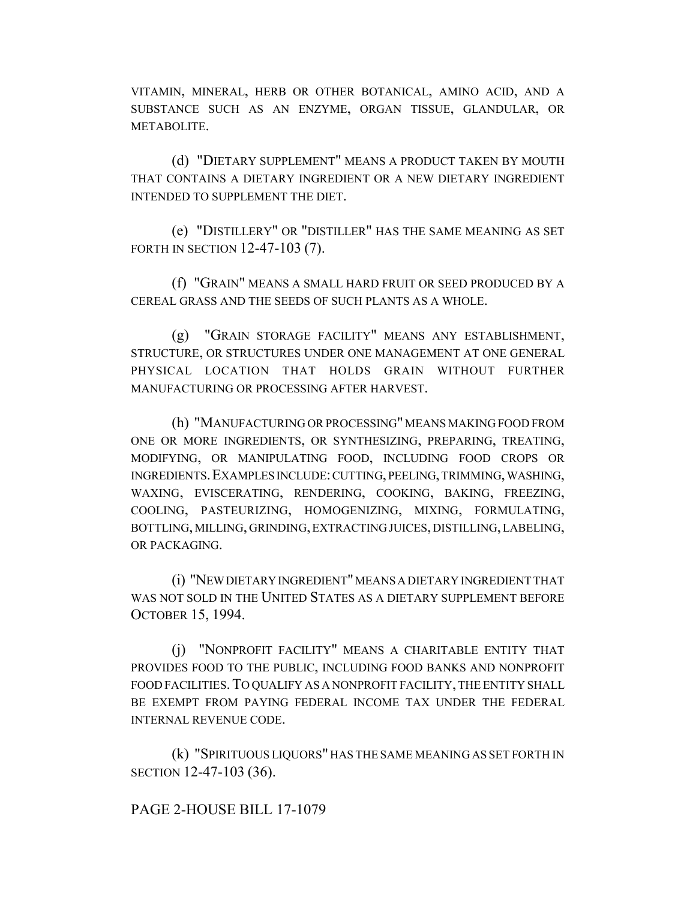VITAMIN, MINERAL, HERB OR OTHER BOTANICAL, AMINO ACID, AND A SUBSTANCE SUCH AS AN ENZYME, ORGAN TISSUE, GLANDULAR, OR METABOLITE.

(d) "DIETARY SUPPLEMENT" MEANS A PRODUCT TAKEN BY MOUTH THAT CONTAINS A DIETARY INGREDIENT OR A NEW DIETARY INGREDIENT INTENDED TO SUPPLEMENT THE DIET.

(e) "DISTILLERY" OR "DISTILLER" HAS THE SAME MEANING AS SET FORTH IN SECTION 12-47-103 (7).

(f) "GRAIN" MEANS A SMALL HARD FRUIT OR SEED PRODUCED BY A CEREAL GRASS AND THE SEEDS OF SUCH PLANTS AS A WHOLE.

(g) "GRAIN STORAGE FACILITY" MEANS ANY ESTABLISHMENT, STRUCTURE, OR STRUCTURES UNDER ONE MANAGEMENT AT ONE GENERAL PHYSICAL LOCATION THAT HOLDS GRAIN WITHOUT FURTHER MANUFACTURING OR PROCESSING AFTER HARVEST.

(h) "MANUFACTURING OR PROCESSING" MEANS MAKING FOOD FROM ONE OR MORE INGREDIENTS, OR SYNTHESIZING, PREPARING, TREATING, MODIFYING, OR MANIPULATING FOOD, INCLUDING FOOD CROPS OR INGREDIENTS. EXAMPLES INCLUDE: CUTTING, PEELING, TRIMMING, WASHING, WAXING, EVISCERATING, RENDERING, COOKING, BAKING, FREEZING, COOLING, PASTEURIZING, HOMOGENIZING, MIXING, FORMULATING, BOTTLING, MILLING, GRINDING, EXTRACTING JUICES, DISTILLING, LABELING, OR PACKAGING.

(i) "NEW DIETARY INGREDIENT" MEANS A DIETARY INGREDIENT THAT WAS NOT SOLD IN THE UNITED STATES AS A DIETARY SUPPLEMENT BEFORE OCTOBER 15, 1994.

(j) "NONPROFIT FACILITY" MEANS A CHARITABLE ENTITY THAT PROVIDES FOOD TO THE PUBLIC, INCLUDING FOOD BANKS AND NONPROFIT FOOD FACILITIES. TO QUALIFY AS A NONPROFIT FACILITY, THE ENTITY SHALL BE EXEMPT FROM PAYING FEDERAL INCOME TAX UNDER THE FEDERAL INTERNAL REVENUE CODE.

(k) "SPIRITUOUS LIQUORS" HAS THE SAME MEANING AS SET FORTH IN SECTION 12-47-103 (36).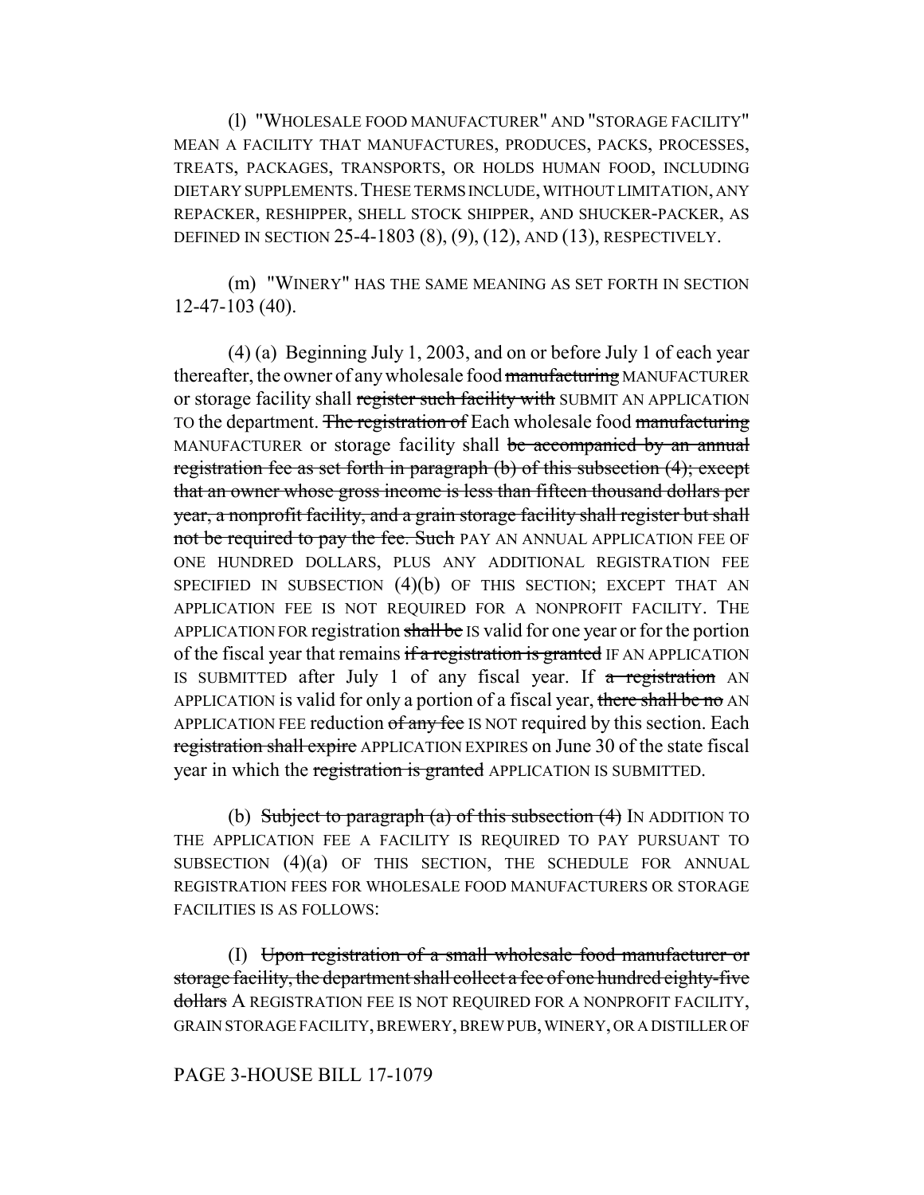(l) "WHOLESALE FOOD MANUFACTURER" AND "STORAGE FACILITY" MEAN A FACILITY THAT MANUFACTURES, PRODUCES, PACKS, PROCESSES, TREATS, PACKAGES, TRANSPORTS, OR HOLDS HUMAN FOOD, INCLUDING DIETARY SUPPLEMENTS. THESE TERMS INCLUDE, WITHOUT LIMITATION, ANY REPACKER, RESHIPPER, SHELL STOCK SHIPPER, AND SHUCKER-PACKER, AS DEFINED IN SECTION 25-4-1803 (8), (9), (12), AND (13), RESPECTIVELY.

(m) "WINERY" HAS THE SAME MEANING AS SET FORTH IN SECTION 12-47-103 (40).

(4) (a) Beginning July 1, 2003, and on or before July 1 of each year thereafter, the owner of any wholesale food ~~manufacturing~~ MANUFACTURER or storage facility shall ~~register such facility with~~ SUBMIT AN APPLICATION TO the department. ~~The registration of~~ Each wholesale food ~~manufacturing~~ MANUFACTURER or storage facility shall ~~be accompanied by an annual registration fee as set forth in paragraph (b) of this subsection (4); except that an owner whose gross income is less than fifteen thousand dollars per year, a nonprofit facility, and a grain storage facility shall register but shall not be required to pay the fee. Such~~ PAY AN ANNUAL APPLICATION FEE OF ONE HUNDRED DOLLARS, PLUS ANY ADDITIONAL REGISTRATION FEE SPECIFIED IN SUBSECTION (4)(b) OF THIS SECTION; EXCEPT THAT AN APPLICATION FEE IS NOT REQUIRED FOR A NONPROFIT FACILITY. THE APPLICATION FOR registration ~~shall be~~ IS valid for one year or for the portion of the fiscal year that remains ~~if a registration is granted~~ IF AN APPLICATION IS SUBMITTED after July 1 of any fiscal year. If ~~a registration~~ AN APPLICATION is valid for only a portion of a fiscal year, ~~there shall be no~~ AN APPLICATION FEE reduction ~~of any fee~~ IS NOT required by this section. Each ~~registration shall expire~~ APPLICATION EXPIRES on June 30 of the state fiscal year in which the ~~registration is granted~~ APPLICATION IS SUBMITTED.

(b) ~~Subject to paragraph (a) of this subsection (4)~~ IN ADDITION TO THE APPLICATION FEE A FACILITY IS REQUIRED TO PAY PURSUANT TO SUBSECTION (4)(a) OF THIS SECTION, THE SCHEDULE FOR ANNUAL REGISTRATION FEES FOR WHOLESALE FOOD MANUFACTURERS OR STORAGE FACILITIES IS AS FOLLOWS:

(I) ~~Upon registration of a small wholesale food manufacturer or storage facility, the department shall collect a fee of one hundred eighty-five dollars~~ A REGISTRATION FEE IS NOT REQUIRED FOR A NONPROFIT FACILITY, GRAIN STORAGE FACILITY, BREWERY, BREW PUB, WINERY, OR A DISTILLER OF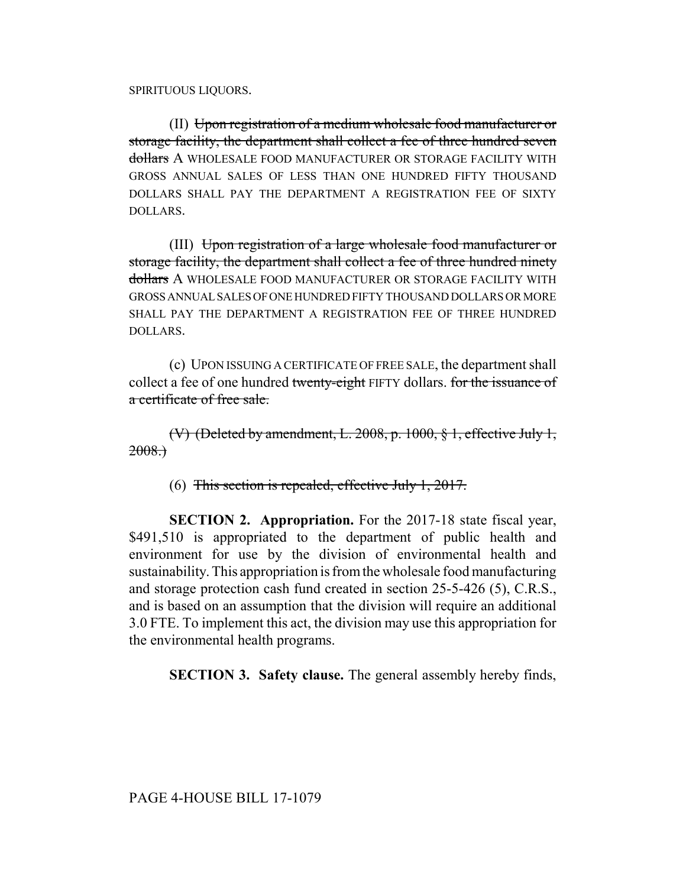SPIRITUOUS LIQUORS.

(II) ~~Upon registration of a medium wholesale food manufacturer or storage facility, the department shall collect a fee of three hundred seven dollars~~ A WHOLESALE FOOD MANUFACTURER OR STORAGE FACILITY WITH GROSS ANNUAL SALES OF LESS THAN ONE HUNDRED FIFTY THOUSAND DOLLARS SHALL PAY THE DEPARTMENT A REGISTRATION FEE OF SIXTY DOLLARS.

(III) ~~Upon registration of a large wholesale food manufacturer or storage facility, the department shall collect a fee of three hundred ninety dollars~~ A WHOLESALE FOOD MANUFACTURER OR STORAGE FACILITY WITH GROSS ANNUAL SALES OF ONE HUNDRED FIFTY THOUSAND DOLLARS OR MORE SHALL PAY THE DEPARTMENT A REGISTRATION FEE OF THREE HUNDRED DOLLARS.

(c) UPON ISSUING A CERTIFICATE OF FREE SALE, the department shall collect a fee of one hundred ~~twenty-eight~~ FIFTY dollars. ~~for the issuance of a certificate of free sale.~~

~~(V) (Deleted by amendment, L. 2008, p. 1000, § 1, effective July 1, 2008.)~~

(6) ~~This section is repealed, effective July 1, 2017.~~

**SECTION 2. Appropriation.** For the 2017-18 state fiscal year, $491,510 is appropriated to the department of public health and environment for use by the division of environmental health and sustainability. This appropriation is from the wholesale food manufacturing and storage protection cash fund created in section 25-5-426 (5), C.R.S., and is based on an assumption that the division will require an additional 3.0 FTE. To implement this act, the division may use this appropriation for the environmental health programs.

**SECTION 3. Safety clause.** The general assembly hereby finds,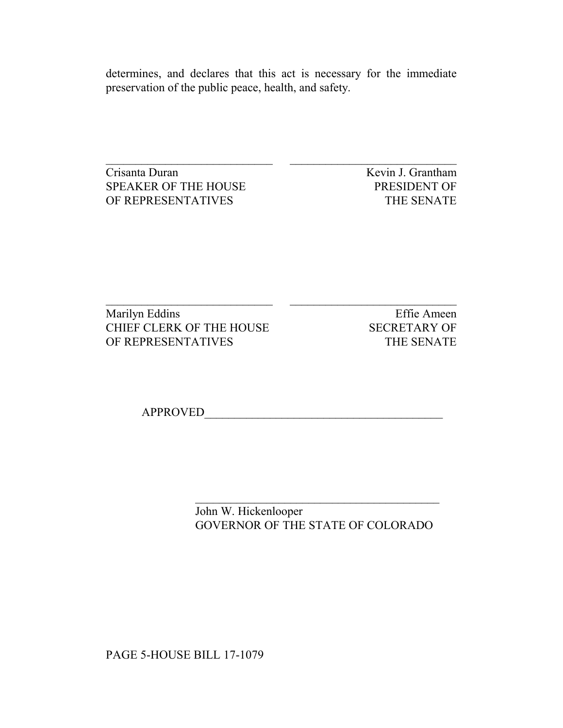determines, and declares that this act is necessary for the immediate preservation of the public peace, health, and safety.

____________________________
Crisanta Duran
SPEAKER OF THE HOUSE
OF REPRESENTATIVES

____________________________
Kevin J. Grantham
PRESIDENT OF
THE SENATE

____________________________
Marilyn Eddins
CHIEF CLERK OF THE HOUSE
OF REPRESENTATIVES

____________________________
Effie Ameen
SECRETARY OF
THE SENATE

APPROVED________________________________________

_________________________________________
John W. Hickenlooper
GOVERNOR OF THE STATE OF COLORADO

PAGE 5-HOUSE BILL 17-1079